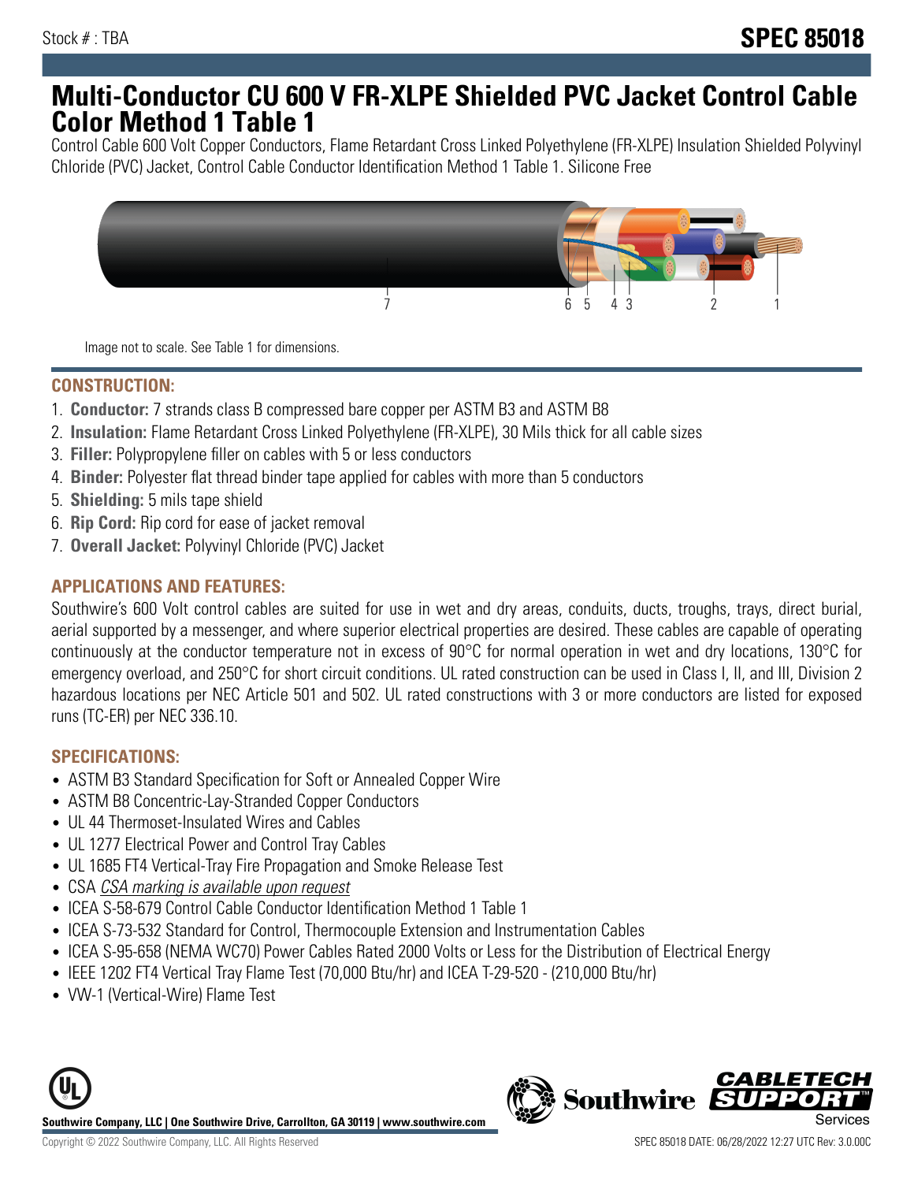Stock # : TBA

**SPEC 85018**

# Multi-Conductor CU 600 V FR-XLPE Shielded PVC Jacket Control Cable Color Method 1 Table 1

Control Cable 600 Volt Copper Conductors, Flame Retardant Cross Linked Polyethylene (FR-XLPE) Insulation Shielded Polyvinyl Chloride (PVC) Jacket, Control Cable Conductor Identification Method 1 Table 1. Silicone Free

Image not to scale. See Table 1 for dimensions.

## CONSTRUCTION:

1. **Conductor:** 7 strands class B compressed bare copper per ASTM B3 and ASTM B8
2. **Insulation:** Flame Retardant Cross Linked Polyethylene (FR-XLPE), 30 Mils thick for all cable sizes
3. **Filler:** Polypropylene filler on cables with 5 or less conductors
4. **Binder:** Polyester flat thread binder tape applied for cables with more than 5 conductors
5. **Shielding:** 5 mils tape shield
6. **Rip Cord:** Rip cord for ease of jacket removal
7. **Overall Jacket:** Polyvinyl Chloride (PVC) Jacket

## APPLICATIONS AND FEATURES:

Southwire's 600 Volt control cables are suited for use in wet and dry areas, conduits, ducts, troughs, trays, direct burial, aerial supported by a messenger, and where superior electrical properties are desired. These cables are capable of operating continuously at the conductor temperature not in excess of 90°C for normal operation in wet and dry locations, 130°C for emergency overload, and 250°C for short circuit conditions. UL rated construction can be used in Class I, II, and III, Division 2 hazardous locations per NEC Article 501 and 502. UL rated constructions with 3 or more conductors are listed for exposed runs (TC-ER) per NEC 336.10.

## SPECIFICATIONS:

- ASTM B3 Standard Specification for Soft or Annealed Copper Wire
- ASTM B8 Concentric-Lay-Stranded Copper Conductors
- UL 44 Thermoset-Insulated Wires and Cables
- UL 1277 Electrical Power and Control Tray Cables
- UL 1685 FT4 Vertical-Tray Fire Propagation and Smoke Release Test
- CSA *CSA marking is available upon request*
- ICEA S-58-679 Control Cable Conductor Identification Method 1 Table 1
- ICEA S-73-532 Standard for Control, Thermocouple Extension and Instrumentation Cables
- ICEA S-95-658 (NEMA WC70) Power Cables Rated 2000 Volts or Less for the Distribution of Electrical Energy
- IEEE 1202 FT4 Vertical Tray Flame Test (70,000 Btu/hr) and ICEA T-29-520 - (210,000 Btu/hr)
- VW-1 (Vertical-Wire) Flame Test

Southwire Company, LLC | One Southwire Drive, Carrollton, GA 30119 | www.southwire.com

Copyright © 2022 Southwire Company, LLC. All Rights Reserved

SPEC 85018 DATE: 06/28/2022 12:27 UTC Rev: 3.0.00C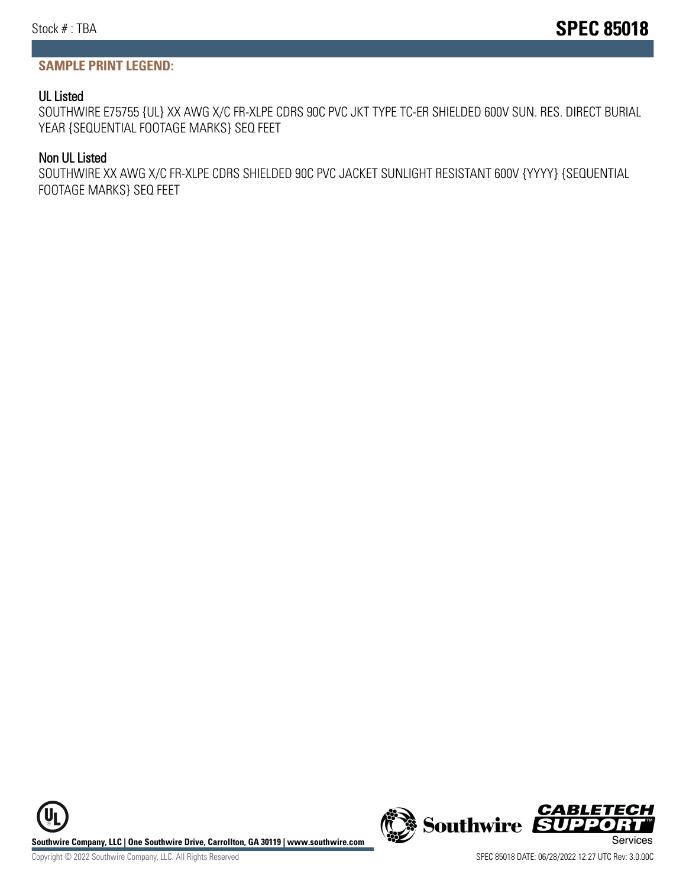## SAMPLE PRINT LEGEND:

### UL Listed

SOUTHWIRE E75755 {UL} XX AWG X/C FR-XLPE CDRS 90C PVC JKT TYPE TC-ER SHIELDED 600V SUN. RES. DIRECT BURIAL YEAR {SEQUENTIAL FOOTAGE MARKS} SEQ FEET

### Non UL Listed

SOUTHWIRE XX AWG X/C FR-XLPE CDRS SHIELDED 90C PVC JACKET SUNLIGHT RESISTANT 600V {YYYY} {SEQUENTIAL FOOTAGE MARKS} SEQ FEET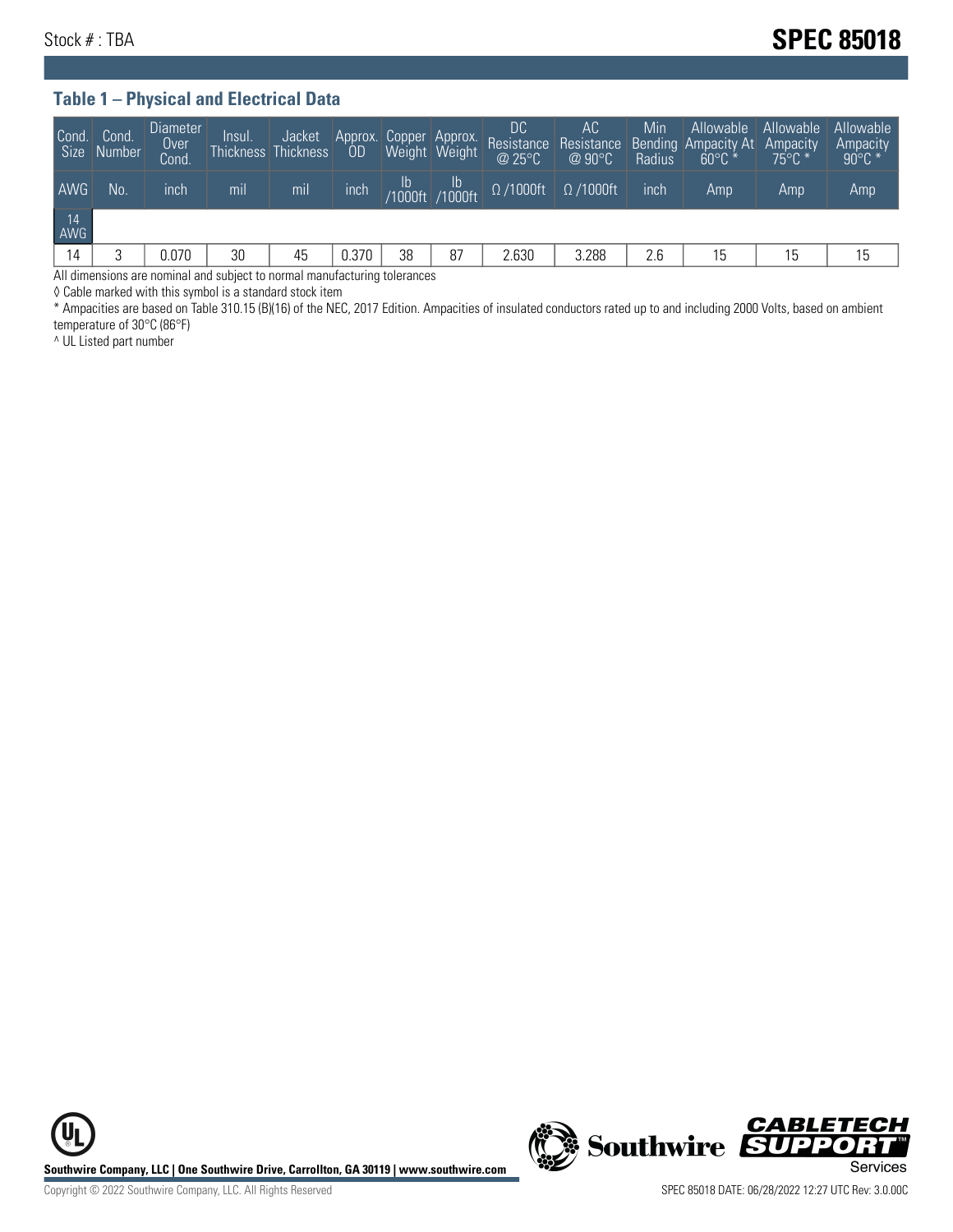Stock # : TBA

# SPEC 85018

## Table 1 – Physical and Electrical Data

| Cond. Size | Cond. Number | Diameter Over Cond. | Insul. Thickness | Jacket Thickness | Approx. OD | Copper Weight | Approx. Weight | DC Resistance @ 25°C | AC Resistance @ 90°C | Min Bending Radius | Allowable Ampacity At 60°C * | Allowable Ampacity 75°C * | Allowable Ampacity 90°C * |
|---|---|---|---|---|---|---|---|---|---|---|---|---|---|
| AWG | No. | inch | mil | mil | inch | lb /1000ft | lb /1000ft | Ω /1000ft | Ω /1000ft | inch | Amp | Amp | Amp |
| 14 AWG | | | | | | | | | | | | | |
| 14 | 3 | 0.070 | 30 | 45 | 0.370 | 38 | 87 | 2.630 | 3.288 | 2.6 | 15 | 15 | 15 |

All dimensions are nominal and subject to normal manufacturing tolerances

◊ Cable marked with this symbol is a standard stock item

* Ampacities are based on Table 310.15 (B)(16) of the NEC, 2017 Edition. Ampacities of insulated conductors rated up to and including 2000 Volts, based on ambient temperature of 30°C (86°F)

^ UL Listed part number

Southwire Company, LLC | One Southwire Drive, Carrollton, GA 30119 | www.southwire.com

Copyright © 2022 Southwire Company, LLC. All Rights Reserved

SPEC 85018 DATE: 06/28/2022 12:27 UTC Rev: 3.0.00C